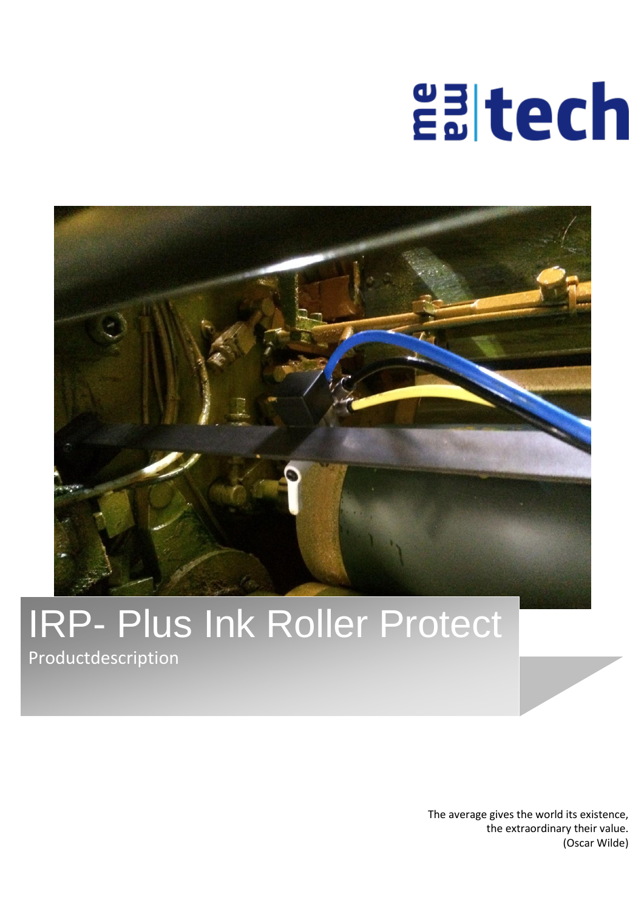# IRP- Plus Ink Roller Protect

Productdescription

The average gives the world its existence,
the extraordinary their value.
(Oscar Wilde)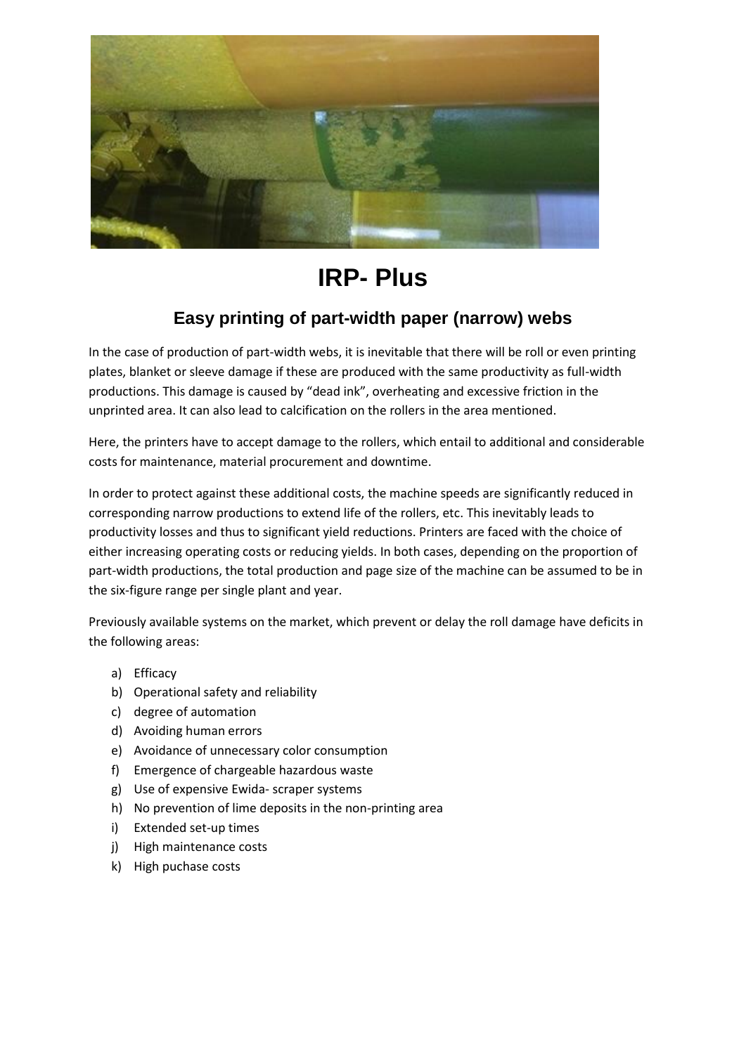# IRP- Plus

## Easy printing of part-width paper (narrow) webs

In the case of production of part-width webs, it is inevitable that there will be roll or even printing plates, blanket or sleeve damage if these are produced with the same productivity as full-width productions. This damage is caused by "dead ink", overheating and excessive friction in the unprinted area. It can also lead to calcification on the rollers in the area mentioned.

Here, the printers have to accept damage to the rollers, which entail to additional and considerable costs for maintenance, material procurement and downtime.

In order to protect against these additional costs, the machine speeds are significantly reduced in corresponding narrow productions to extend life of the rollers, etc. This inevitably leads to productivity losses and thus to significant yield reductions. Printers are faced with the choice of either increasing operating costs or reducing yields. In both cases, depending on the proportion of part-width productions, the total production and page size of the machine can be assumed to be in the six-figure range per single plant and year.

Previously available systems on the market, which prevent or delay the roll damage have deficits in the following areas:

a) Efficacy
b) Operational safety and reliability
c) degree of automation
d) Avoiding human errors
e) Avoidance of unnecessary color consumption
f) Emergence of chargeable hazardous waste
g) Use of expensive Ewida- scraper systems
h) No prevention of lime deposits in the non-printing area
i) Extended set-up times
j) High maintenance costs
k) High puchase costs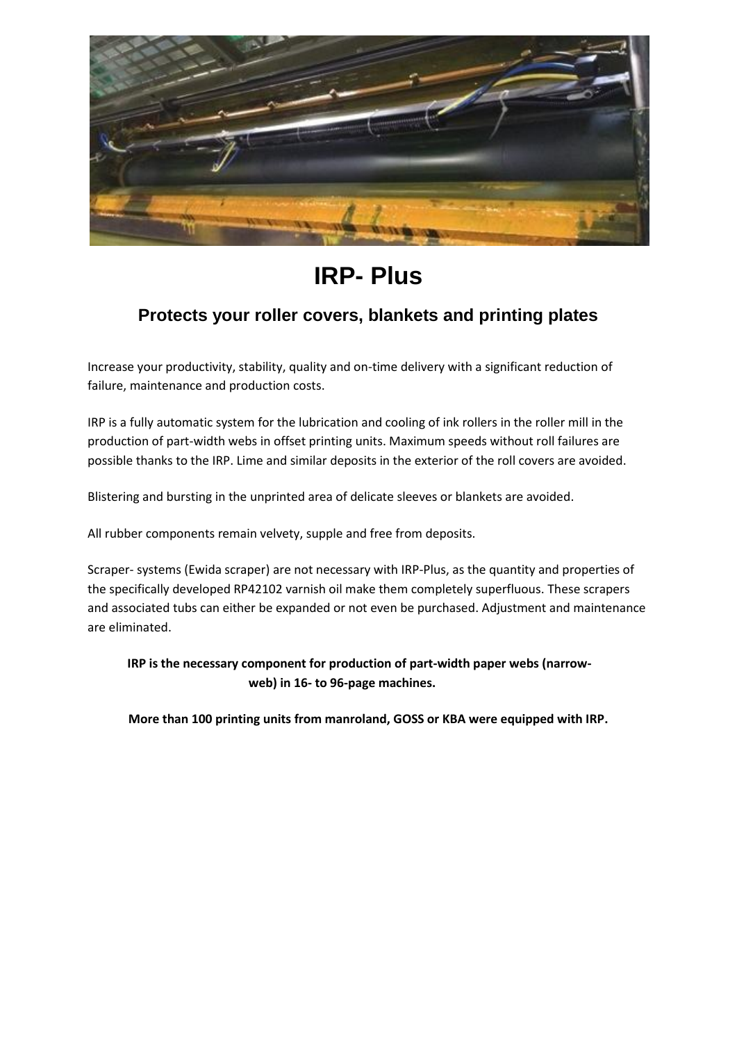# IRP- Plus

## Protects your roller covers, blankets and printing plates

Increase your productivity, stability, quality and on-time delivery with a significant reduction of failure, maintenance and production costs.

IRP is a fully automatic system for the lubrication and cooling of ink rollers in the roller mill in the production of part-width webs in offset printing units. Maximum speeds without roll failures are possible thanks to the IRP. Lime and similar deposits in the exterior of the roll covers are avoided.

Blistering and bursting in the unprinted area of delicate sleeves or blankets are avoided.

All rubber components remain velvety, supple and free from deposits.

Scraper- systems (Ewida scraper) are not necessary with IRP-Plus, as the quantity and properties of the specifically developed RP42102 varnish oil make them completely superfluous. These scrapers and associated tubs can either be expanded or not even be purchased. Adjustment and maintenance are eliminated.

**IRP is the necessary component for production of part-width paper webs (narrow-web) in 16- to 96-page machines.**

**More than 100 printing units from manroland, GOSS or KBA were equipped with IRP.**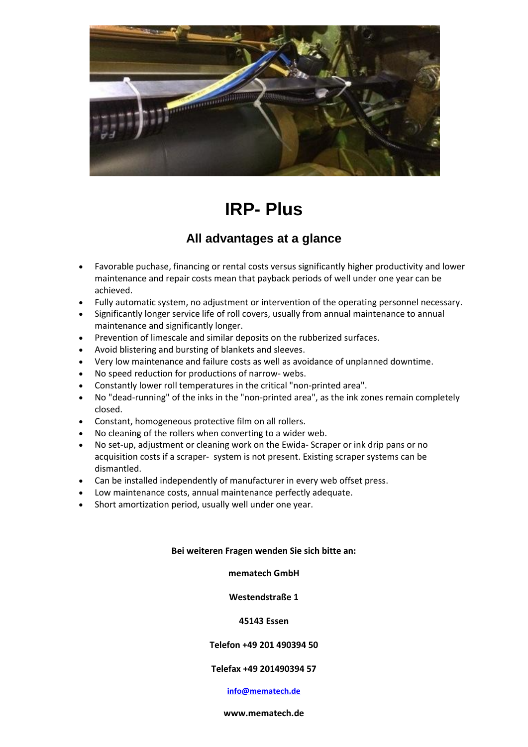# IRP- Plus

## All advantages at a glance

- Favorable puchase, financing or rental costs versus significantly higher productivity and lower maintenance and repair costs mean that payback periods of well under one year can be achieved.
- Fully automatic system, no adjustment or intervention of the operating personnel necessary.
- Significantly longer service life of roll covers, usually from annual maintenance to annual maintenance and significantly longer.
- Prevention of limescale and similar deposits on the rubberized surfaces.
- Avoid blistering and bursting of blankets and sleeves.
- Very low maintenance and failure costs as well as avoidance of unplanned downtime.
- No speed reduction for productions of narrow- webs.
- Constantly lower roll temperatures in the critical "non-printed area".
- No "dead-running" of the inks in the "non-printed area", as the ink zones remain completely closed.
- Constant, homogeneous protective film on all rollers.
- No cleaning of the rollers when converting to a wider web.
- No set-up, adjustment or cleaning work on the Ewida- Scraper or ink drip pans or no acquisition costs if a scraper- system is not present. Existing scraper systems can be dismantled.
- Can be installed independently of manufacturer in every web offset press.
- Low maintenance costs, annual maintenance perfectly adequate.
- Short amortization period, usually well under one year.

**Bei weiteren Fragen wenden Sie sich bitte an:**

**mematech GmbH**

**Westendstraße 1**

**45143 Essen**

**Telefon +49 201 490394 50**

**Telefax +49 201490394 57**

**info@mematech.de**

**www.mematech.de**